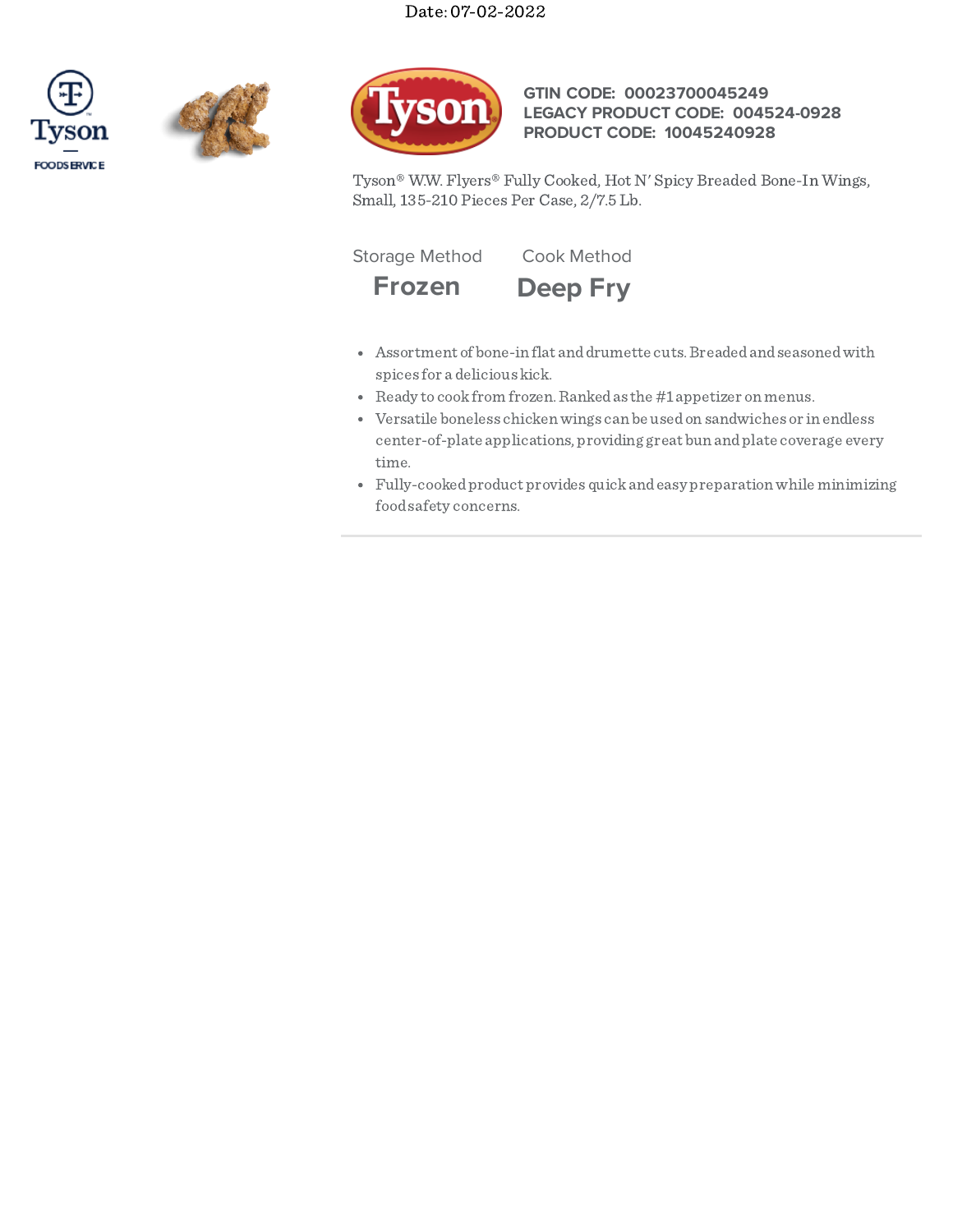Date: 07-02-2022

Tyson FOODSERVICE

**GTIN CODE: 00023700045249**
**LEGACY PRODUCT CODE: 004524-0928**
**PRODUCT CODE: 10045240928**

Tyson® W.W. Flyers® Fully Cooked, Hot N' Spicy Breaded Bone-In Wings, Small, 135-210 Pieces Per Case, 2/7.5 Lb.

| Storage Method | Cook Method |
| --- | --- |
| **Frozen** | **Deep Fry** |

- Assortment of bone-in flat and drumette cuts. Breaded and seasoned with spices for a delicious kick.
- Ready to cook from frozen. Ranked as the #1 appetizer on menus.
- Versatile boneless chicken wings can be used on sandwiches or in endless center-of-plate applications, providing great bun and plate coverage every time.
- Fully-cooked product provides quick and easy preparation while minimizing food safety concerns.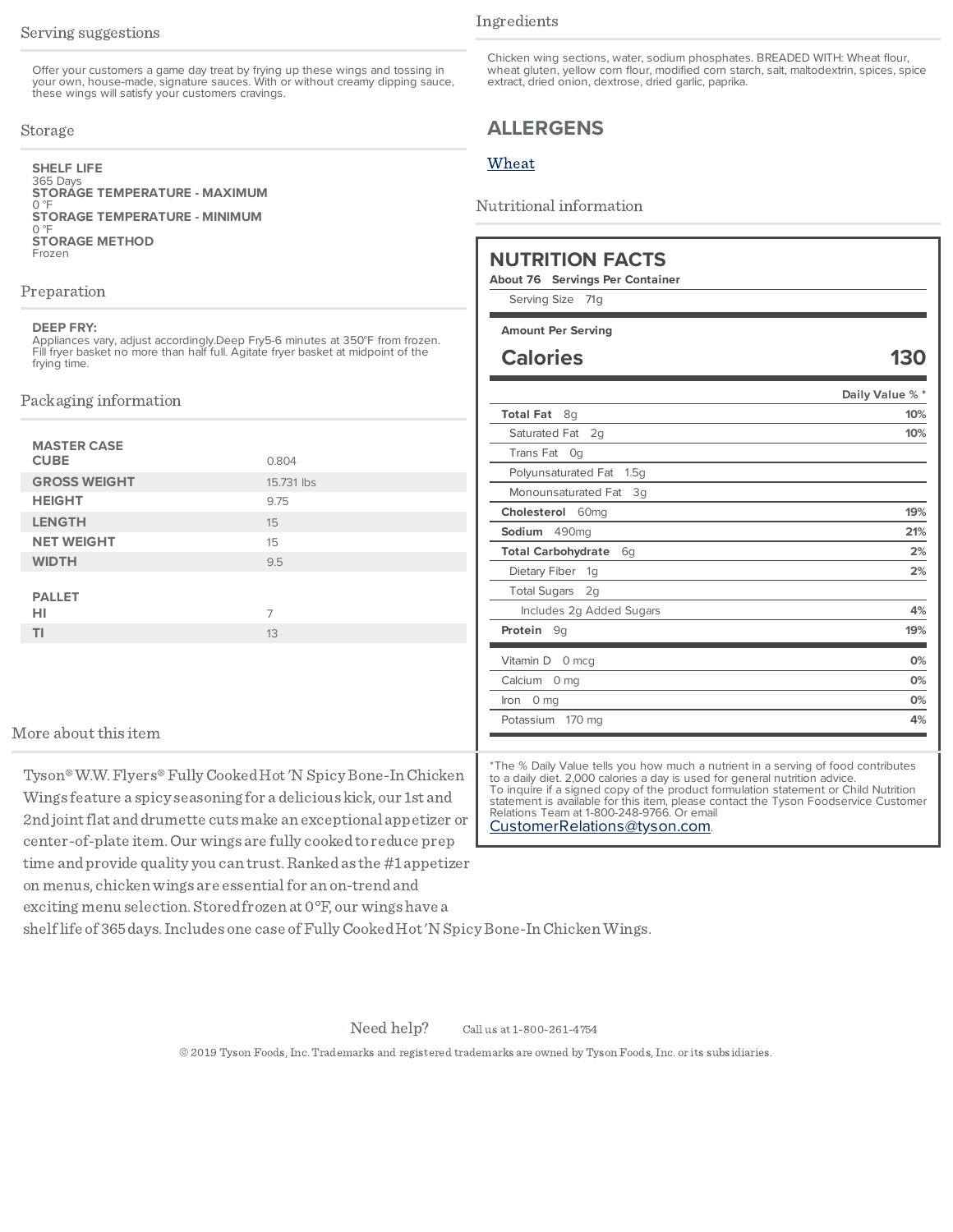## Serving suggestions

Offer your customers a game day treat by frying up these wings and tossing in your own, house-made, signature sauces. With or without creamy dipping sauce, these wings will satisfy your customers cravings.

## Storage

**SHELF LIFE**
365 Days
**STORAGE TEMPERATURE - MAXIMUM**
0 °F
**STORAGE TEMPERATURE - MINIMUM**
0 °F
**STORAGE METHOD**
Frozen

## Preparation

**DEEP FRY:**
Appliances vary, adjust accordingly.Deep Fry5-6 minutes at 350°F from frozen. Fill fryer basket no more than half full. Agitate fryer basket at midpoint of the frying time.

## Packaging information

| | |
|---|---|
| **MASTER CASE** | |
| **CUBE** | 0.804 |
| **GROSS WEIGHT** | 15.731 lbs |
| **HEIGHT** | 9.75 |
| **LENGTH** | 15 |
| **NET WEIGHT** | 15 |
| **WIDTH** | 9.5 |

| | |
|---|---|
| **PALLET** | |
| **HI** | 7 |
| **TI** | 13 |

## Ingredients

Chicken wing sections, water, sodium phosphates. BREADED WITH: Wheat flour, wheat gluten, yellow corn flour, modified corn starch, salt, maltodextrin, spices, spice extract, dried onion, dextrose, dried garlic, paprika.

## ALLERGENS

Wheat

## Nutritional information

### NUTRITION FACTS

**About 76 Servings Per Container**

Serving Size 71g

**Amount Per Serving**

**Calories 130**

| | Daily Value % * |
|---|---|
| **Total Fat** 8g | **10%** |
| Saturated Fat 2g | **10%** |
| Trans Fat 0g | |
| Polyunsaturated Fat 1.5g | |
| Monounsaturated Fat 3g | |
| **Cholesterol** 60mg | **19%** |
| **Sodium** 490mg | **21%** |
| **Total Carbohydrate** 6g | **2%** |
| Dietary Fiber 1g | **2%** |
| Total Sugars 2g | |
| Includes 2g Added Sugars | **4%** |
| **Protein** 9g | **19%** |
| Vitamin D 0 mcg | **0%** |
| Calcium 0 mg | **0%** |
| Iron 0 mg | **0%** |
| Potassium 170 mg | **4%** |

*The % Daily Value tells you how much a nutrient in a serving of food contributes to a daily diet. 2,000 calories a day is used for general nutrition advice.
To inquire if a signed copy of the product formulation statement or Child Nutrition statement is available for this item, please contact the Tyson Foodservice Customer Relations Team at 1-800-248-9766. Or email CustomerRelations@tyson.com.

## More about this item

Tyson® W.W. Flyers® Fully Cooked Hot 'N Spicy Bone-In Chicken Wings feature a spicy seasoning for a delicious kick, our 1st and 2nd joint flat and drumette cuts make an exceptional appetizer or center-of-plate item. Our wings are fully cooked to reduce prep time and provide quality you can trust. Ranked as the #1 appetizer on menus, chicken wings are essential for an on-trend and exciting menu selection. Stored frozen at 0°F, our wings have a shelf life of 365 days. Includes one case of Fully Cooked Hot 'N Spicy Bone-In Chicken Wings.

Need help? Call us at 1-800-261-4754

© 2019 Tyson Foods, Inc. Trademarks and registered trademarks are owned by Tyson Foods, Inc. or its subsidiaries.